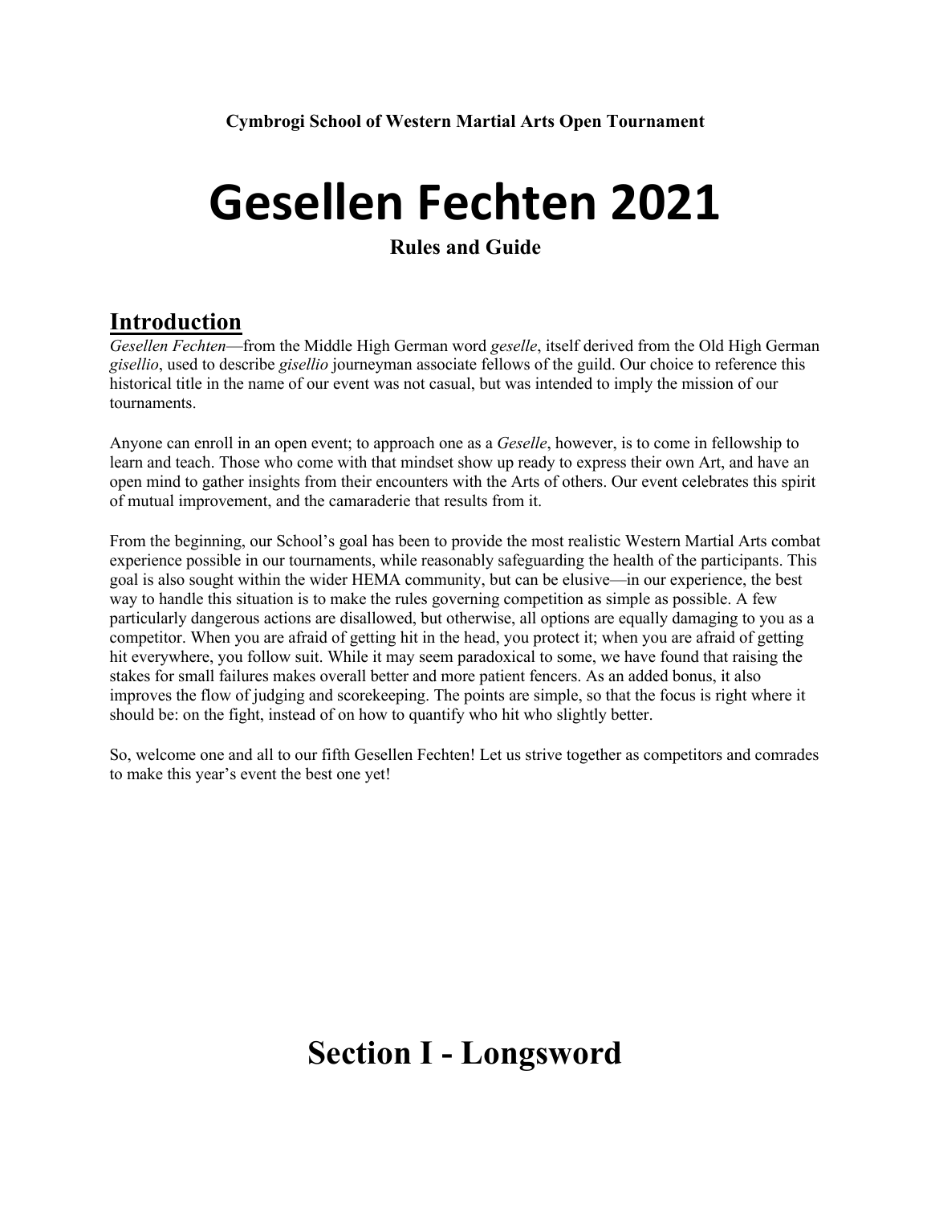**Cymbrogi School of Western Martial Arts Open Tournament**

# Gesellen Fechten 2021

**Rules and Guide**

## Introduction

*Gesellen Fechten*—from the Middle High German word *geselle*, itself derived from the Old High German *gisellio*, used to describe *gisellio* journeyman associate fellows of the guild. Our choice to reference this historical title in the name of our event was not casual, but was intended to imply the mission of our tournaments.

Anyone can enroll in an open event; to approach one as a *Geselle*, however, is to come in fellowship to learn and teach. Those who come with that mindset show up ready to express their own Art, and have an open mind to gather insights from their encounters with the Arts of others. Our event celebrates this spirit of mutual improvement, and the camaraderie that results from it.

From the beginning, our School's goal has been to provide the most realistic Western Martial Arts combat experience possible in our tournaments, while reasonably safeguarding the health of the participants. This goal is also sought within the wider HEMA community, but can be elusive—in our experience, the best way to handle this situation is to make the rules governing competition as simple as possible. A few particularly dangerous actions are disallowed, but otherwise, all options are equally damaging to you as a competitor. When you are afraid of getting hit in the head, you protect it; when you are afraid of getting hit everywhere, you follow suit. While it may seem paradoxical to some, we have found that raising the stakes for small failures makes overall better and more patient fencers. As an added bonus, it also improves the flow of judging and scorekeeping. The points are simple, so that the focus is right where it should be: on the fight, instead of on how to quantify who hit who slightly better.

So, welcome one and all to our fifth Gesellen Fechten! Let us strive together as competitors and comrades to make this year's event the best one yet!

# Section I - Longsword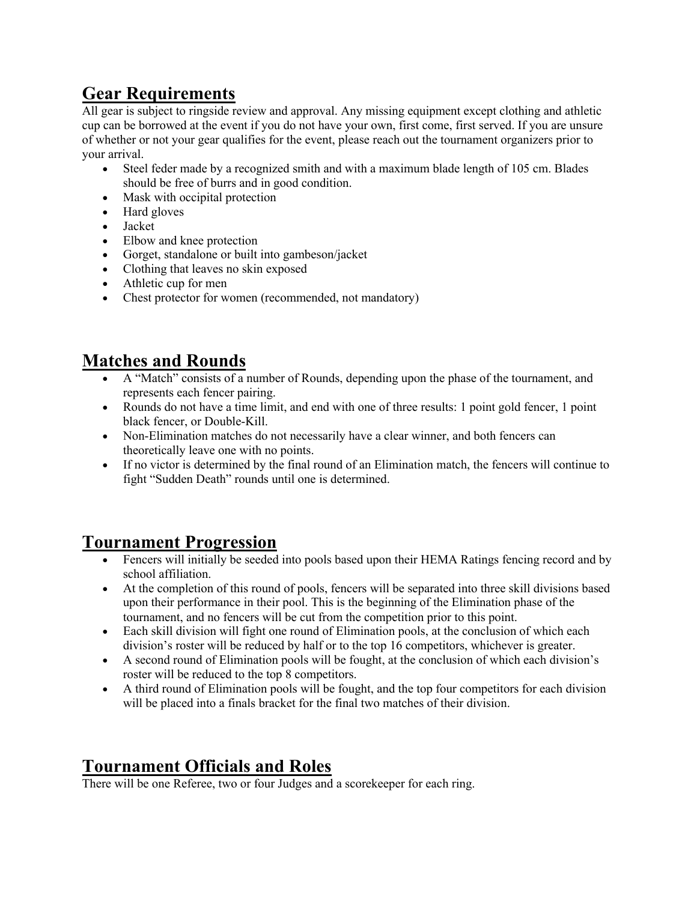## Gear Requirements

All gear is subject to ringside review and approval. Any missing equipment except clothing and athletic cup can be borrowed at the event if you do not have your own, first come, first served. If you are unsure of whether or not your gear qualifies for the event, please reach out the tournament organizers prior to your arrival.

- Steel feder made by a recognized smith and with a maximum blade length of 105 cm. Blades should be free of burrs and in good condition.
- Mask with occipital protection
- Hard gloves
- Jacket
- Elbow and knee protection
- Gorget, standalone or built into gambeson/jacket
- Clothing that leaves no skin exposed
- Athletic cup for men
- Chest protector for women (recommended, not mandatory)

## Matches and Rounds

- A "Match" consists of a number of Rounds, depending upon the phase of the tournament, and represents each fencer pairing.
- Rounds do not have a time limit, and end with one of three results: 1 point gold fencer, 1 point black fencer, or Double-Kill.
- Non-Elimination matches do not necessarily have a clear winner, and both fencers can theoretically leave one with no points.
- If no victor is determined by the final round of an Elimination match, the fencers will continue to fight "Sudden Death" rounds until one is determined.

## Tournament Progression

- Fencers will initially be seeded into pools based upon their HEMA Ratings fencing record and by school affiliation.
- At the completion of this round of pools, fencers will be separated into three skill divisions based upon their performance in their pool. This is the beginning of the Elimination phase of the tournament, and no fencers will be cut from the competition prior to this point.
- Each skill division will fight one round of Elimination pools, at the conclusion of which each division's roster will be reduced by half or to the top 16 competitors, whichever is greater.
- A second round of Elimination pools will be fought, at the conclusion of which each division's roster will be reduced to the top 8 competitors.
- A third round of Elimination pools will be fought, and the top four competitors for each division will be placed into a finals bracket for the final two matches of their division.

## Tournament Officials and Roles

There will be one Referee, two or four Judges and a scorekeeper for each ring.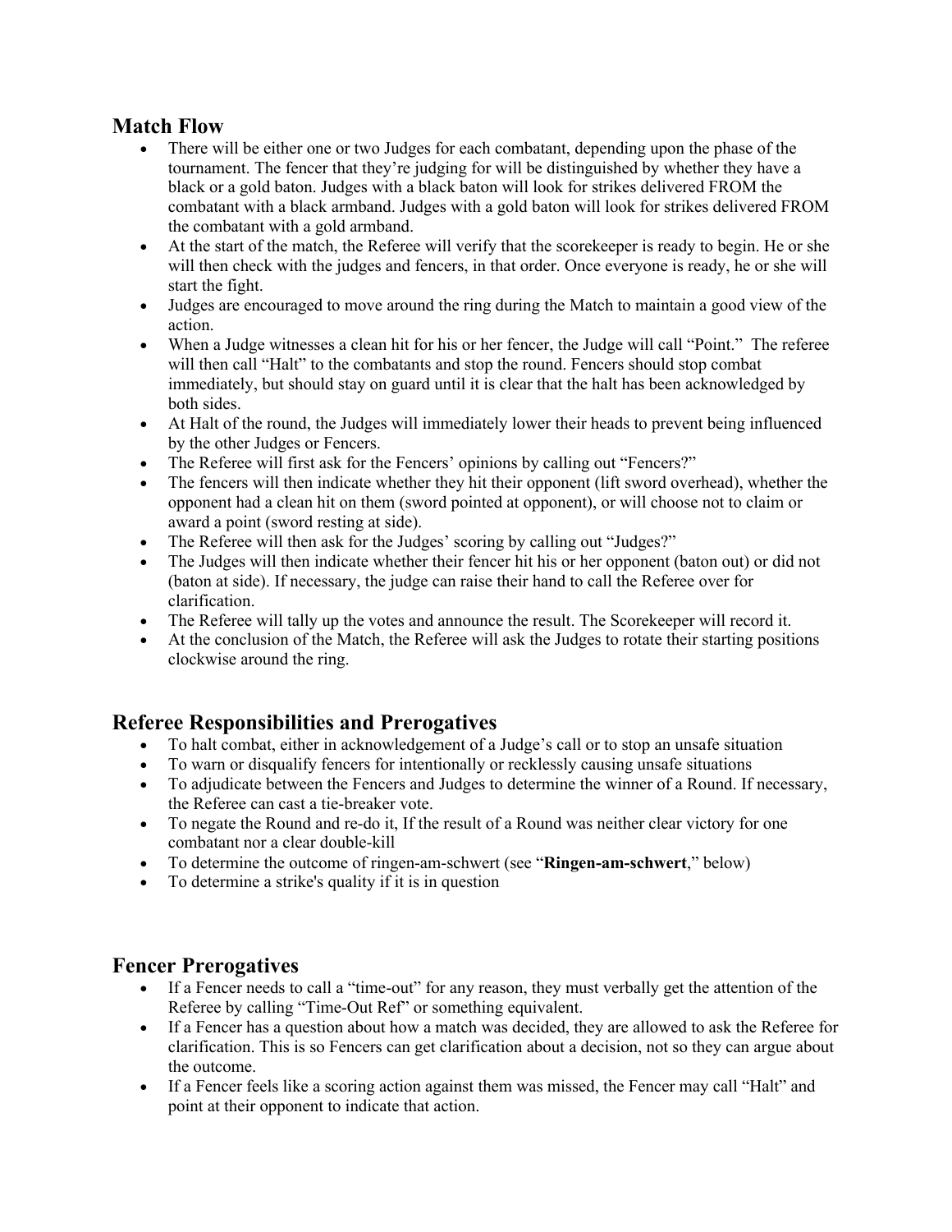## Match Flow

- There will be either one or two Judges for each combatant, depending upon the phase of the tournament. The fencer that they're judging for will be distinguished by whether they have a black or a gold baton. Judges with a black baton will look for strikes delivered FROM the combatant with a black armband. Judges with a gold baton will look for strikes delivered FROM the combatant with a gold armband.
- At the start of the match, the Referee will verify that the scorekeeper is ready to begin. He or she will then check with the judges and fencers, in that order. Once everyone is ready, he or she will start the fight.
- Judges are encouraged to move around the ring during the Match to maintain a good view of the action.
- When a Judge witnesses a clean hit for his or her fencer, the Judge will call "Point." The referee will then call "Halt" to the combatants and stop the round. Fencers should stop combat immediately, but should stay on guard until it is clear that the halt has been acknowledged by both sides.
- At Halt of the round, the Judges will immediately lower their heads to prevent being influenced by the other Judges or Fencers.
- The Referee will first ask for the Fencers' opinions by calling out "Fencers?"
- The fencers will then indicate whether they hit their opponent (lift sword overhead), whether the opponent had a clean hit on them (sword pointed at opponent), or will choose not to claim or award a point (sword resting at side).
- The Referee will then ask for the Judges' scoring by calling out "Judges?"
- The Judges will then indicate whether their fencer hit his or her opponent (baton out) or did not (baton at side). If necessary, the judge can raise their hand to call the Referee over for clarification.
- The Referee will tally up the votes and announce the result. The Scorekeeper will record it.
- At the conclusion of the Match, the Referee will ask the Judges to rotate their starting positions clockwise around the ring.

## Referee Responsibilities and Prerogatives

- To halt combat, either in acknowledgement of a Judge's call or to stop an unsafe situation
- To warn or disqualify fencers for intentionally or recklessly causing unsafe situations
- To adjudicate between the Fencers and Judges to determine the winner of a Round. If necessary, the Referee can cast a tie-breaker vote.
- To negate the Round and re-do it, If the result of a Round was neither clear victory for one combatant nor a clear double-kill
- To determine the outcome of ringen-am-schwert (see "**Ringen-am-schwert**," below)
- To determine a strike's quality if it is in question

## Fencer Prerogatives

- If a Fencer needs to call a "time-out" for any reason, they must verbally get the attention of the Referee by calling "Time-Out Ref" or something equivalent.
- If a Fencer has a question about how a match was decided, they are allowed to ask the Referee for clarification. This is so Fencers can get clarification about a decision, not so they can argue about the outcome.
- If a Fencer feels like a scoring action against them was missed, the Fencer may call "Halt" and point at their opponent to indicate that action.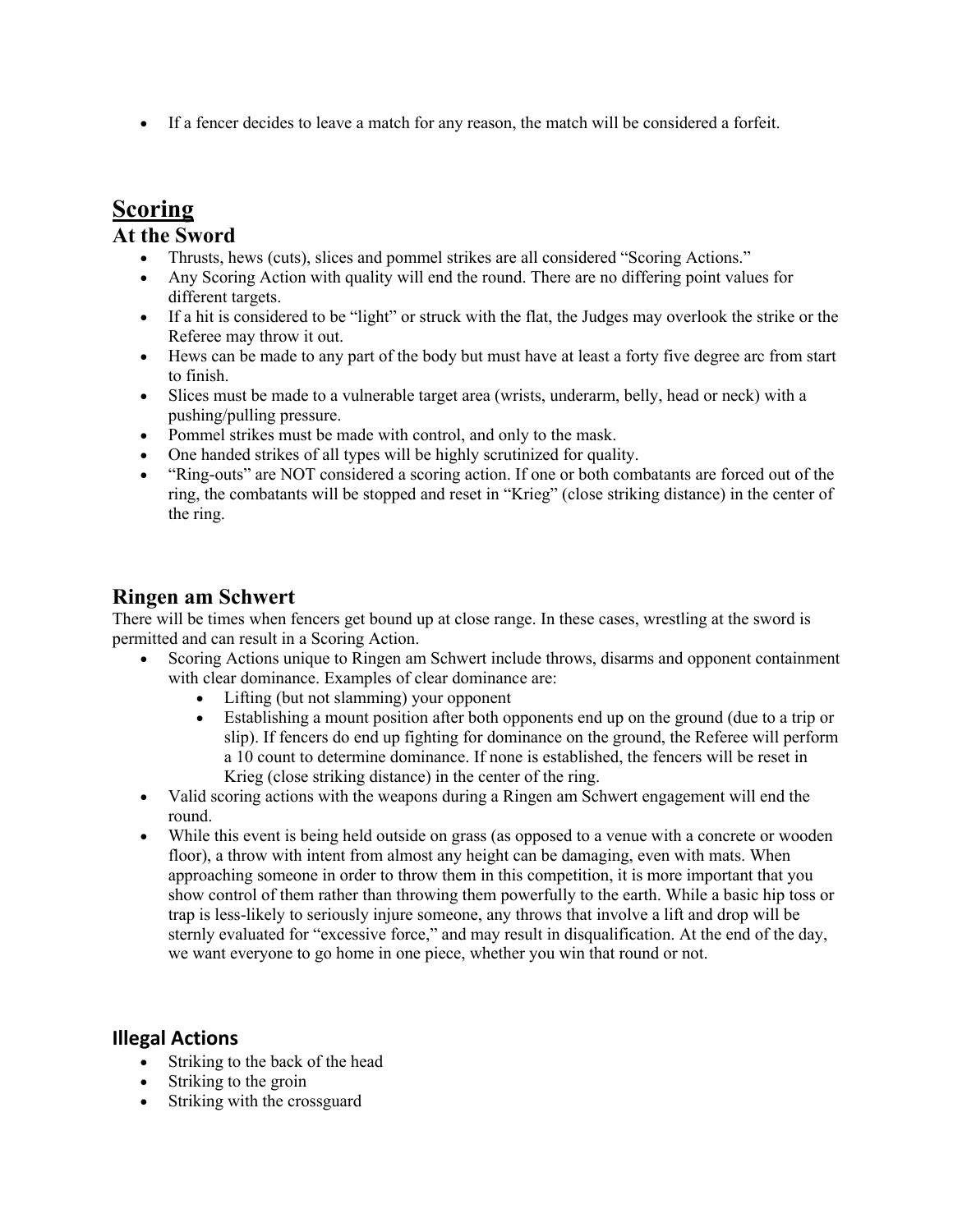- If a fencer decides to leave a match for any reason, the match will be considered a forfeit.

# Scoring

## At the Sword

- Thrusts, hews (cuts), slices and pommel strikes are all considered "Scoring Actions."
- Any Scoring Action with quality will end the round. There are no differing point values for different targets.
- If a hit is considered to be "light" or struck with the flat, the Judges may overlook the strike or the Referee may throw it out.
- Hews can be made to any part of the body but must have at least a forty five degree arc from start to finish.
- Slices must be made to a vulnerable target area (wrists, underarm, belly, head or neck) with a pushing/pulling pressure.
- Pommel strikes must be made with control, and only to the mask.
- One handed strikes of all types will be highly scrutinized for quality.
- "Ring-outs" are NOT considered a scoring action. If one or both combatants are forced out of the ring, the combatants will be stopped and reset in "Krieg" (close striking distance) in the center of the ring.

## Ringen am Schwert

There will be times when fencers get bound up at close range. In these cases, wrestling at the sword is permitted and can result in a Scoring Action.

- Scoring Actions unique to Ringen am Schwert include throws, disarms and opponent containment with clear dominance. Examples of clear dominance are:
  - Lifting (but not slamming) your opponent
  - Establishing a mount position after both opponents end up on the ground (due to a trip or slip). If fencers do end up fighting for dominance on the ground, the Referee will perform a 10 count to determine dominance. If none is established, the fencers will be reset in Krieg (close striking distance) in the center of the ring.
- Valid scoring actions with the weapons during a Ringen am Schwert engagement will end the round.
- While this event is being held outside on grass (as opposed to a venue with a concrete or wooden floor), a throw with intent from almost any height can be damaging, even with mats. When approaching someone in order to throw them in this competition, it is more important that you show control of them rather than throwing them powerfully to the earth. While a basic hip toss or trap is less-likely to seriously injure someone, any throws that involve a lift and drop will be sternly evaluated for "excessive force," and may result in disqualification. At the end of the day, we want everyone to go home in one piece, whether you win that round or not.

## Illegal Actions

- Striking to the back of the head
- Striking to the groin
- Striking with the crossguard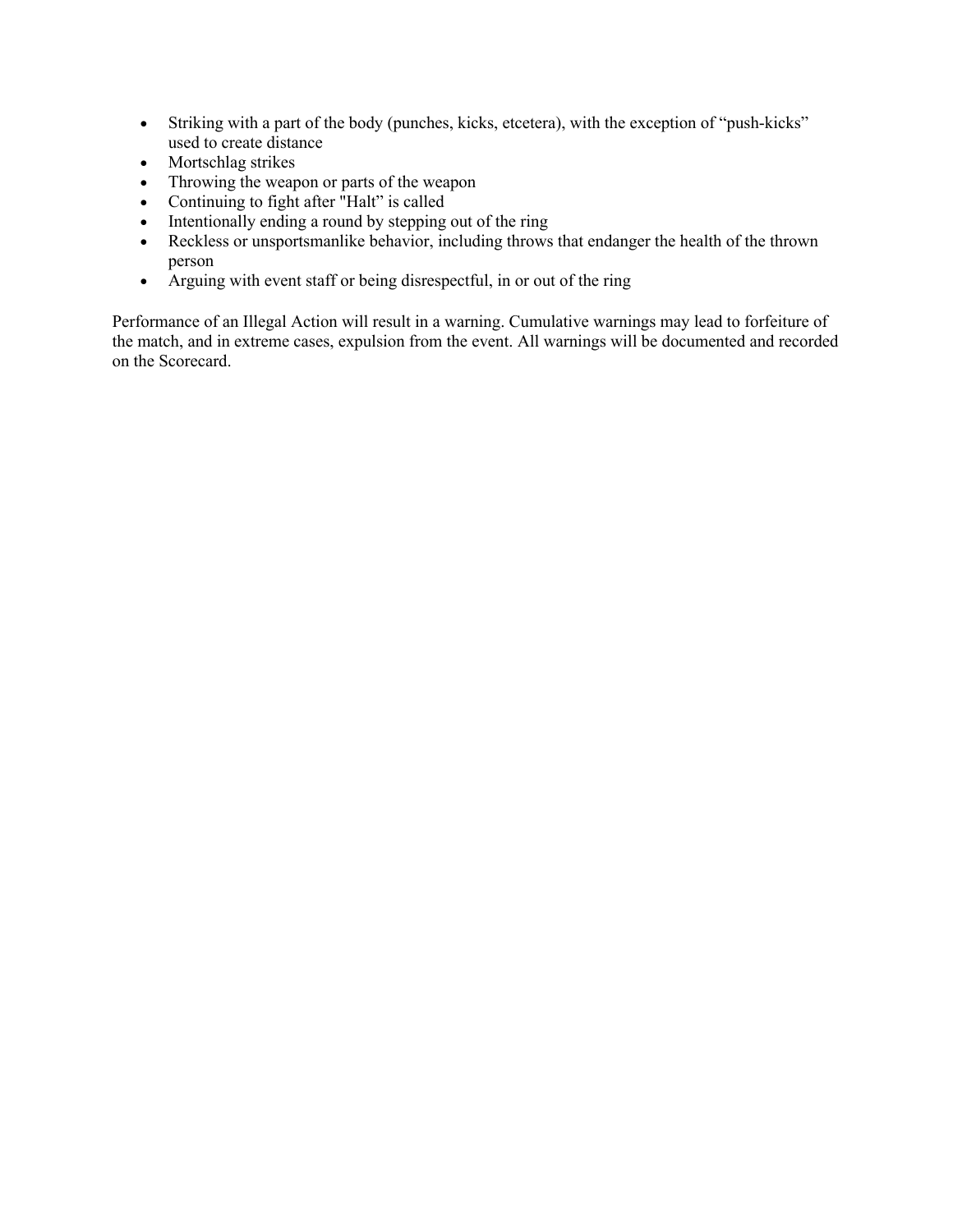- Striking with a part of the body (punches, kicks, etcetera), with the exception of "push-kicks" used to create distance
- Mortschlag strikes
- Throwing the weapon or parts of the weapon
- Continuing to fight after "Halt" is called
- Intentionally ending a round by stepping out of the ring
- Reckless or unsportsmanlike behavior, including throws that endanger the health of the thrown person
- Arguing with event staff or being disrespectful, in or out of the ring

Performance of an Illegal Action will result in a warning. Cumulative warnings may lead to forfeiture of the match, and in extreme cases, expulsion from the event. All warnings will be documented and recorded on the Scorecard.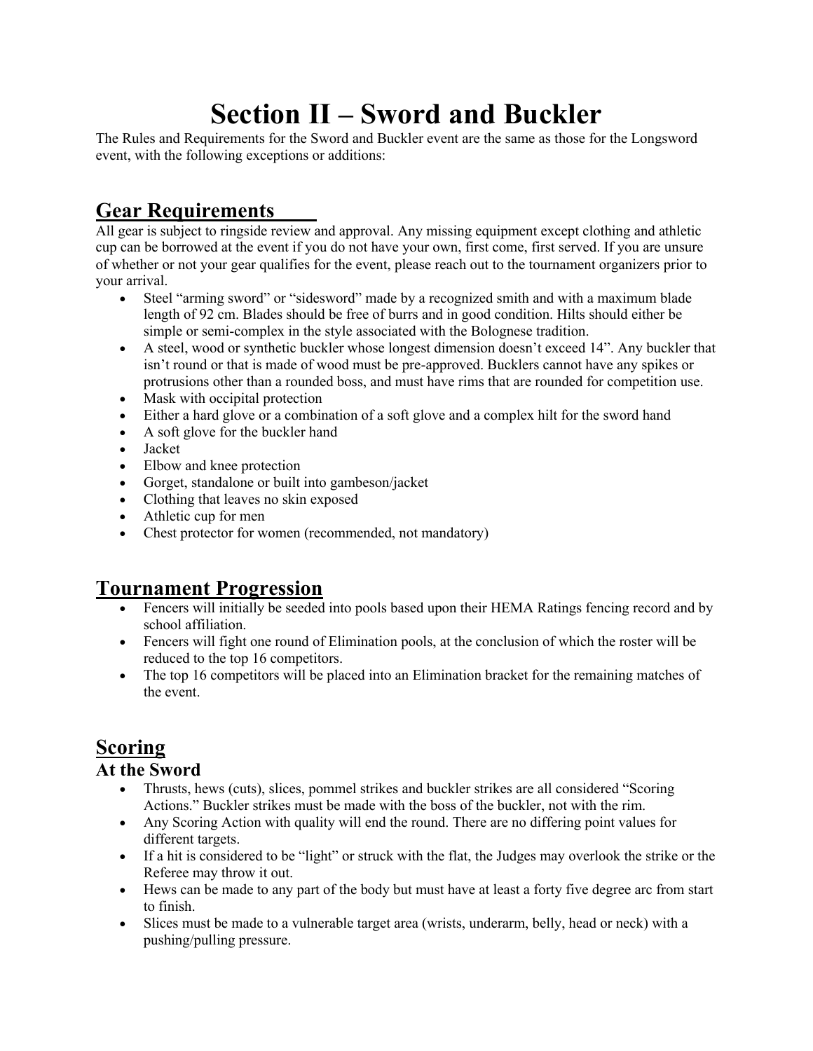# Section II – Sword and Buckler

The Rules and Requirements for the Sword and Buckler event are the same as those for the Longsword event, with the following exceptions or additions:

## Gear Requirements

All gear is subject to ringside review and approval. Any missing equipment except clothing and athletic cup can be borrowed at the event if you do not have your own, first come, first served. If you are unsure of whether or not your gear qualifies for the event, please reach out to the tournament organizers prior to your arrival.

- Steel "arming sword" or "sidesword" made by a recognized smith and with a maximum blade length of 92 cm. Blades should be free of burrs and in good condition. Hilts should either be simple or semi-complex in the style associated with the Bolognese tradition.
- A steel, wood or synthetic buckler whose longest dimension doesn't exceed 14". Any buckler that isn't round or that is made of wood must be pre-approved. Bucklers cannot have any spikes or protrusions other than a rounded boss, and must have rims that are rounded for competition use.
- Mask with occipital protection
- Either a hard glove or a combination of a soft glove and a complex hilt for the sword hand
- A soft glove for the buckler hand
- Jacket
- Elbow and knee protection
- Gorget, standalone or built into gambeson/jacket
- Clothing that leaves no skin exposed
- Athletic cup for men
- Chest protector for women (recommended, not mandatory)

## Tournament Progression

- Fencers will initially be seeded into pools based upon their HEMA Ratings fencing record and by school affiliation.
- Fencers will fight one round of Elimination pools, at the conclusion of which the roster will be reduced to the top 16 competitors.
- The top 16 competitors will be placed into an Elimination bracket for the remaining matches of the event.

## Scoring

### At the Sword

- Thrusts, hews (cuts), slices, pommel strikes and buckler strikes are all considered "Scoring Actions." Buckler strikes must be made with the boss of the buckler, not with the rim.
- Any Scoring Action with quality will end the round. There are no differing point values for different targets.
- If a hit is considered to be "light" or struck with the flat, the Judges may overlook the strike or the Referee may throw it out.
- Hews can be made to any part of the body but must have at least a forty five degree arc from start to finish.
- Slices must be made to a vulnerable target area (wrists, underarm, belly, head or neck) with a pushing/pulling pressure.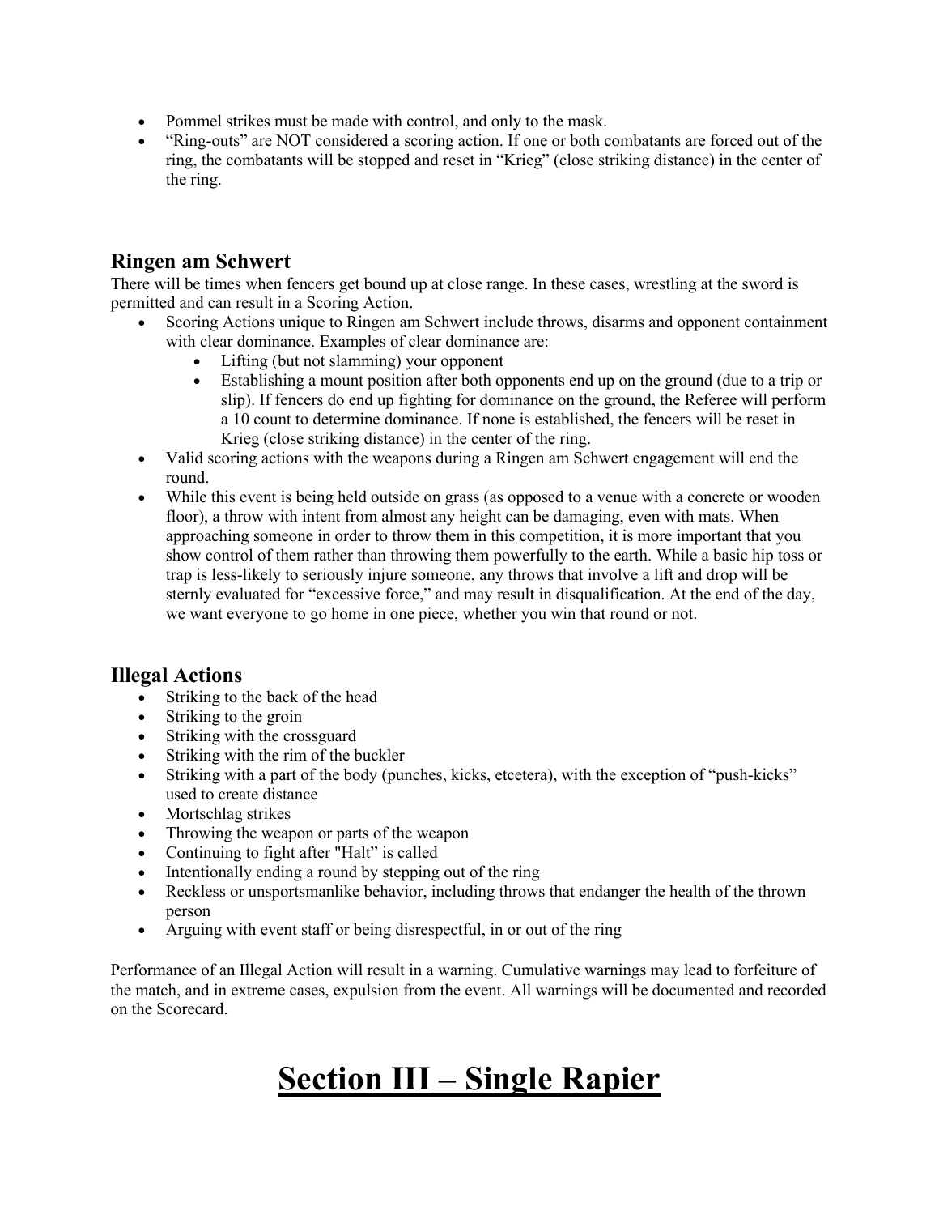- Pommel strikes must be made with control, and only to the mask.
- "Ring-outs" are NOT considered a scoring action. If one or both combatants are forced out of the ring, the combatants will be stopped and reset in "Krieg" (close striking distance) in the center of the ring.

## Ringen am Schwert

There will be times when fencers get bound up at close range. In these cases, wrestling at the sword is permitted and can result in a Scoring Action.

- Scoring Actions unique to Ringen am Schwert include throws, disarms and opponent containment with clear dominance. Examples of clear dominance are:
    - Lifting (but not slamming) your opponent
    - Establishing a mount position after both opponents end up on the ground (due to a trip or slip). If fencers do end up fighting for dominance on the ground, the Referee will perform a 10 count to determine dominance. If none is established, the fencers will be reset in Krieg (close striking distance) in the center of the ring.
- Valid scoring actions with the weapons during a Ringen am Schwert engagement will end the round.
- While this event is being held outside on grass (as opposed to a venue with a concrete or wooden floor), a throw with intent from almost any height can be damaging, even with mats. When approaching someone in order to throw them in this competition, it is more important that you show control of them rather than throwing them powerfully to the earth. While a basic hip toss or trap is less-likely to seriously injure someone, any throws that involve a lift and drop will be sternly evaluated for "excessive force," and may result in disqualification. At the end of the day, we want everyone to go home in one piece, whether you win that round or not.

## Illegal Actions

- Striking to the back of the head
- Striking to the groin
- Striking with the crossguard
- Striking with the rim of the buckler
- Striking with a part of the body (punches, kicks, etcetera), with the exception of "push-kicks" used to create distance
- Mortschlag strikes
- Throwing the weapon or parts of the weapon
- Continuing to fight after "Halt" is called
- Intentionally ending a round by stepping out of the ring
- Reckless or unsportsmanlike behavior, including throws that endanger the health of the thrown person
- Arguing with event staff or being disrespectful, in or out of the ring

Performance of an Illegal Action will result in a warning. Cumulative warnings may lead to forfeiture of the match, and in extreme cases, expulsion from the event. All warnings will be documented and recorded on the Scorecard.

# Section III – Single Rapier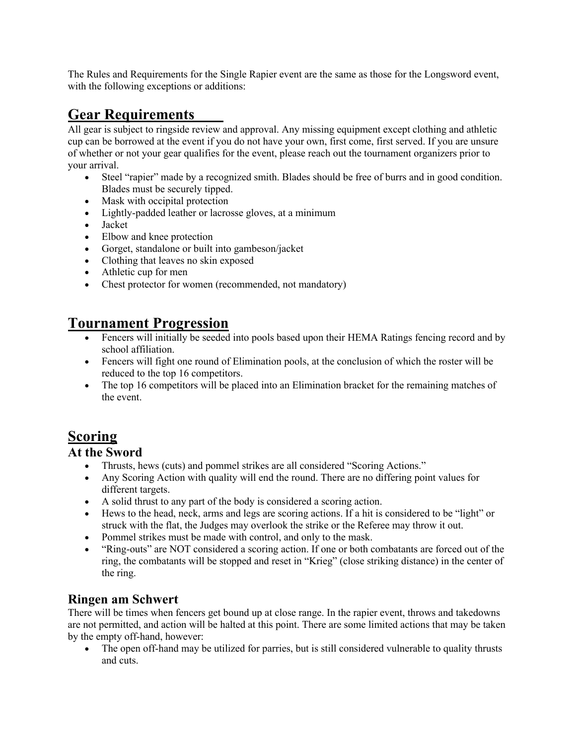The Rules and Requirements for the Single Rapier event are the same as those for the Longsword event, with the following exceptions or additions:

## Gear Requirements

All gear is subject to ringside review and approval. Any missing equipment except clothing and athletic cup can be borrowed at the event if you do not have your own, first come, first served. If you are unsure of whether or not your gear qualifies for the event, please reach out the tournament organizers prior to your arrival.

- Steel "rapier" made by a recognized smith. Blades should be free of burrs and in good condition. Blades must be securely tipped.
- Mask with occipital protection
- Lightly-padded leather or lacrosse gloves, at a minimum
- Jacket
- Elbow and knee protection
- Gorget, standalone or built into gambeson/jacket
- Clothing that leaves no skin exposed
- Athletic cup for men
- Chest protector for women (recommended, not mandatory)

## Tournament Progression

- Fencers will initially be seeded into pools based upon their HEMA Ratings fencing record and by school affiliation.
- Fencers will fight one round of Elimination pools, at the conclusion of which the roster will be reduced to the top 16 competitors.
- The top 16 competitors will be placed into an Elimination bracket for the remaining matches of the event.

## Scoring

### At the Sword

- Thrusts, hews (cuts) and pommel strikes are all considered "Scoring Actions."
- Any Scoring Action with quality will end the round. There are no differing point values for different targets.
- A solid thrust to any part of the body is considered a scoring action.
- Hews to the head, neck, arms and legs are scoring actions. If a hit is considered to be "light" or struck with the flat, the Judges may overlook the strike or the Referee may throw it out.
- Pommel strikes must be made with control, and only to the mask.
- "Ring-outs" are NOT considered a scoring action. If one or both combatants are forced out of the ring, the combatants will be stopped and reset in "Krieg" (close striking distance) in the center of the ring.

### Ringen am Schwert

There will be times when fencers get bound up at close range. In the rapier event, throws and takedowns are not permitted, and action will be halted at this point. There are some limited actions that may be taken by the empty off-hand, however:

- The open off-hand may be utilized for parries, but is still considered vulnerable to quality thrusts and cuts.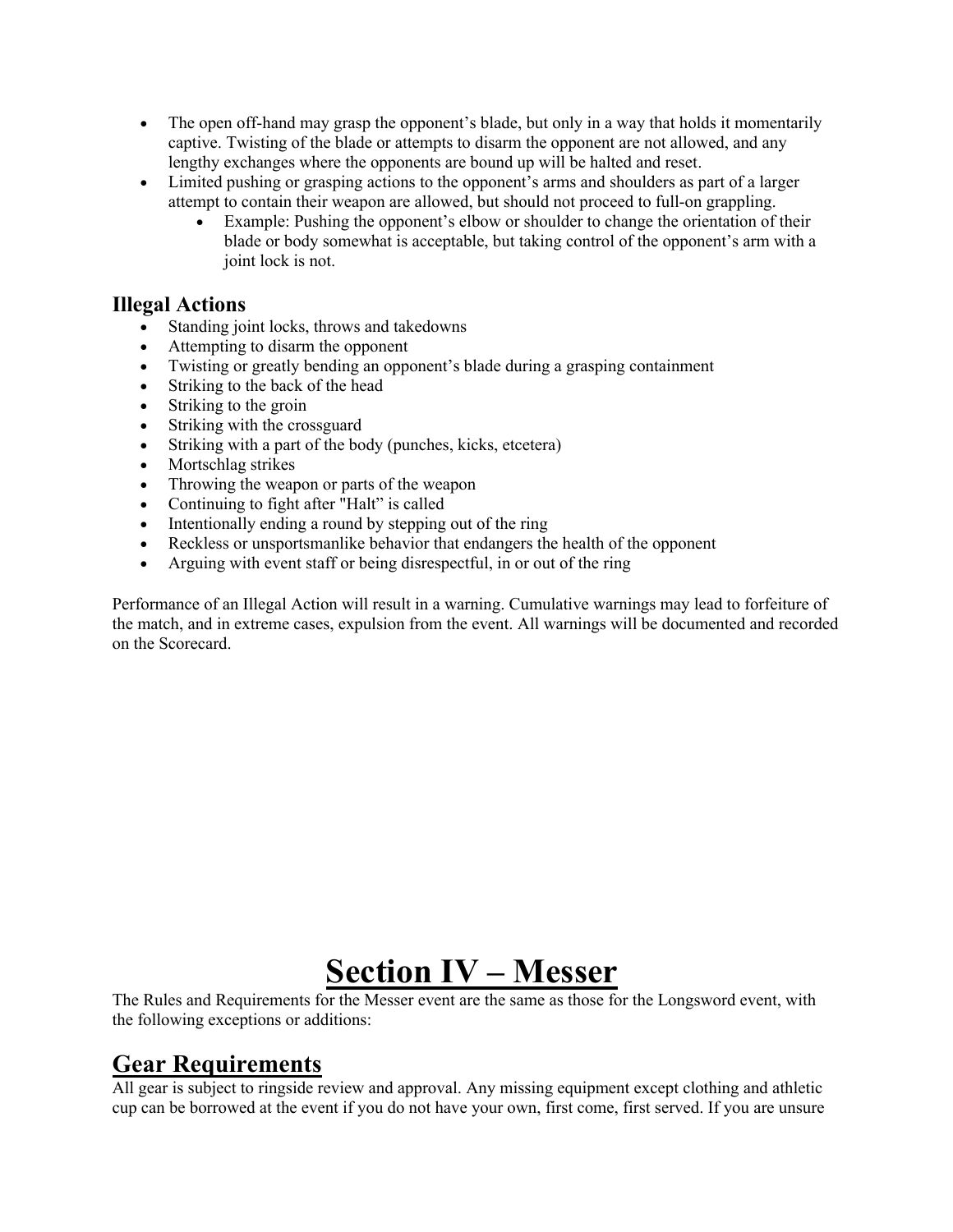- The open off-hand may grasp the opponent's blade, but only in a way that holds it momentarily captive. Twisting of the blade or attempts to disarm the opponent are not allowed, and any lengthy exchanges where the opponents are bound up will be halted and reset.
- Limited pushing or grasping actions to the opponent's arms and shoulders as part of a larger attempt to contain their weapon are allowed, but should not proceed to full-on grappling.
    - Example: Pushing the opponent's elbow or shoulder to change the orientation of their blade or body somewhat is acceptable, but taking control of the opponent's arm with a joint lock is not.

### Illegal Actions

- Standing joint locks, throws and takedowns
- Attempting to disarm the opponent
- Twisting or greatly bending an opponent's blade during a grasping containment
- Striking to the back of the head
- Striking to the groin
- Striking with the crossguard
- Striking with a part of the body (punches, kicks, etcetera)
- Mortschlag strikes
- Throwing the weapon or parts of the weapon
- Continuing to fight after "Halt" is called
- Intentionally ending a round by stepping out of the ring
- Reckless or unsportsmanlike behavior that endangers the health of the opponent
- Arguing with event staff or being disrespectful, in or out of the ring

Performance of an Illegal Action will result in a warning. Cumulative warnings may lead to forfeiture of the match, and in extreme cases, expulsion from the event. All warnings will be documented and recorded on the Scorecard.

# Section IV – Messer

The Rules and Requirements for the Messer event are the same as those for the Longsword event, with the following exceptions or additions:

## Gear Requirements

All gear is subject to ringside review and approval. Any missing equipment except clothing and athletic cup can be borrowed at the event if you do not have your own, first come, first served. If you are unsure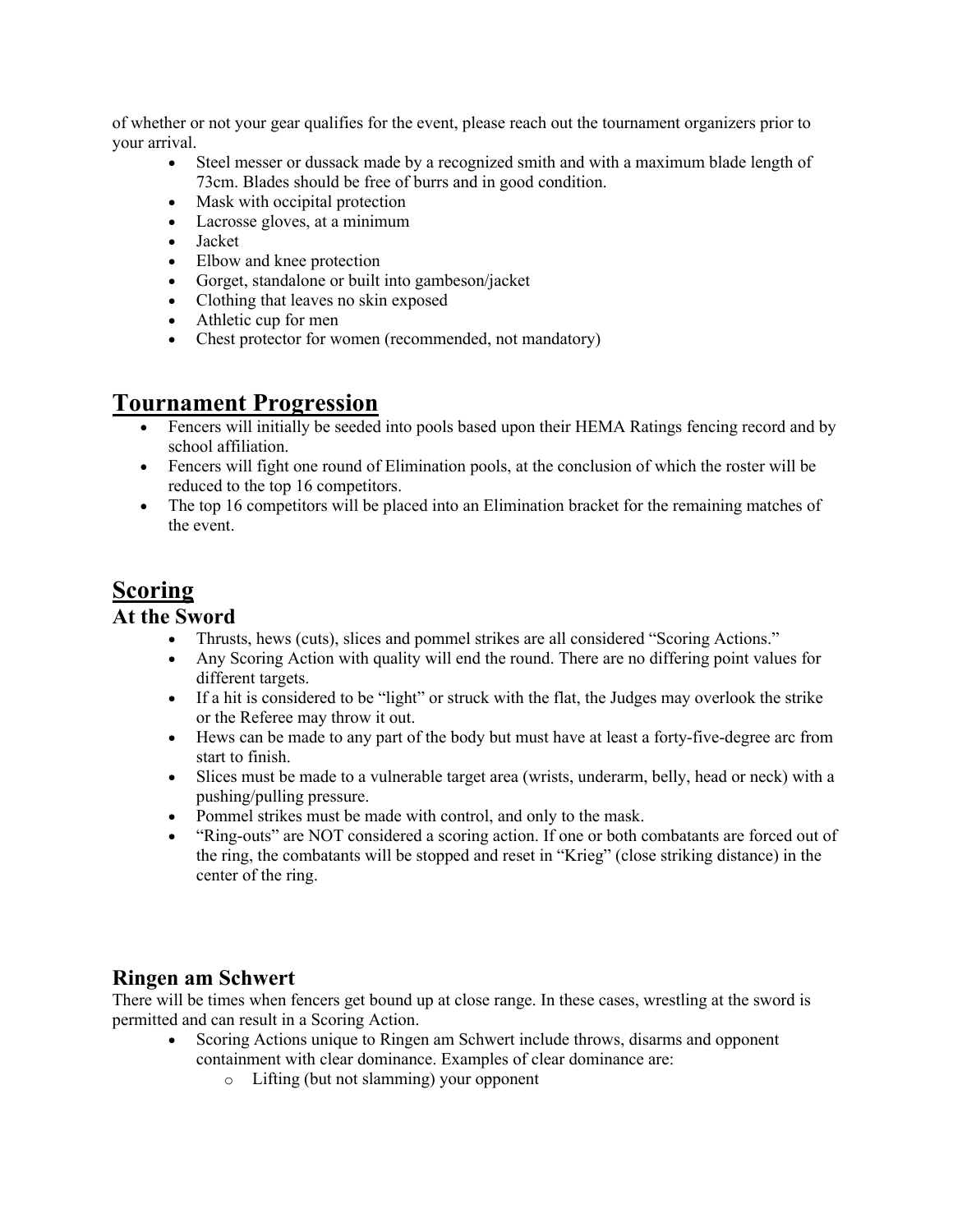of whether or not your gear qualifies for the event, please reach out the tournament organizers prior to your arrival.

- Steel messer or dussack made by a recognized smith and with a maximum blade length of 73cm. Blades should be free of burrs and in good condition.
- Mask with occipital protection
- Lacrosse gloves, at a minimum
- Jacket
- Elbow and knee protection
- Gorget, standalone or built into gambeson/jacket
- Clothing that leaves no skin exposed
- Athletic cup for men
- Chest protector for women (recommended, not mandatory)

# Tournament Progression

- Fencers will initially be seeded into pools based upon their HEMA Ratings fencing record and by school affiliation.
- Fencers will fight one round of Elimination pools, at the conclusion of which the roster will be reduced to the top 16 competitors.
- The top 16 competitors will be placed into an Elimination bracket for the remaining matches of the event.

# Scoring

## At the Sword

- Thrusts, hews (cuts), slices and pommel strikes are all considered "Scoring Actions."
- Any Scoring Action with quality will end the round. There are no differing point values for different targets.
- If a hit is considered to be "light" or struck with the flat, the Judges may overlook the strike or the Referee may throw it out.
- Hews can be made to any part of the body but must have at least a forty-five-degree arc from start to finish.
- Slices must be made to a vulnerable target area (wrists, underarm, belly, head or neck) with a pushing/pulling pressure.
- Pommel strikes must be made with control, and only to the mask.
- "Ring-outs" are NOT considered a scoring action. If one or both combatants are forced out of the ring, the combatants will be stopped and reset in "Krieg" (close striking distance) in the center of the ring.

## Ringen am Schwert

There will be times when fencers get bound up at close range. In these cases, wrestling at the sword is permitted and can result in a Scoring Action.

- Scoring Actions unique to Ringen am Schwert include throws, disarms and opponent containment with clear dominance. Examples of clear dominance are:
  - Lifting (but not slamming) your opponent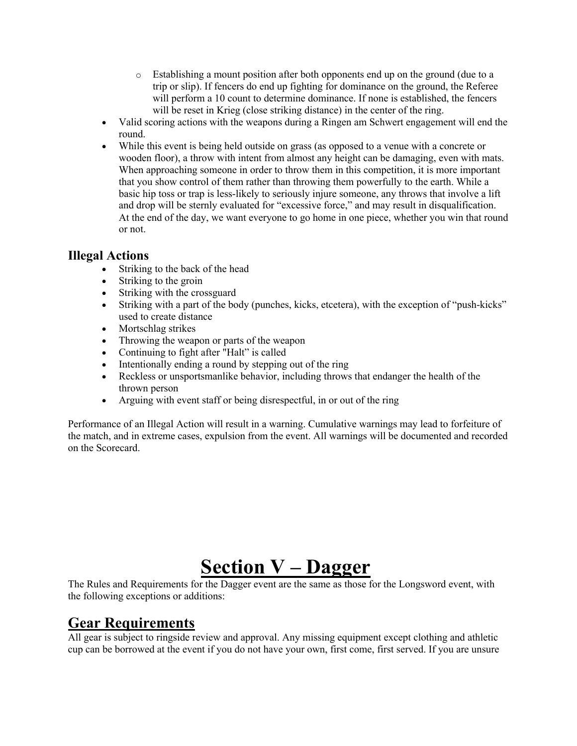- Establishing a mount position after both opponents end up on the ground (due to a trip or slip). If fencers do end up fighting for dominance on the ground, the Referee will perform a 10 count to determine dominance. If none is established, the fencers will be reset in Krieg (close striking distance) in the center of the ring.
- Valid scoring actions with the weapons during a Ringen am Schwert engagement will end the round.
- While this event is being held outside on grass (as opposed to a venue with a concrete or wooden floor), a throw with intent from almost any height can be damaging, even with mats. When approaching someone in order to throw them in this competition, it is more important that you show control of them rather than throwing them powerfully to the earth. While a basic hip toss or trap is less-likely to seriously injure someone, any throws that involve a lift and drop will be sternly evaluated for "excessive force," and may result in disqualification. At the end of the day, we want everyone to go home in one piece, whether you win that round or not.

### Illegal Actions

- Striking to the back of the head
- Striking to the groin
- Striking with the crossguard
- Striking with a part of the body (punches, kicks, etcetera), with the exception of "push-kicks" used to create distance
- Mortschlag strikes
- Throwing the weapon or parts of the weapon
- Continuing to fight after "Halt" is called
- Intentionally ending a round by stepping out of the ring
- Reckless or unsportsmanlike behavior, including throws that endanger the health of the thrown person
- Arguing with event staff or being disrespectful, in or out of the ring

Performance of an Illegal Action will result in a warning. Cumulative warnings may lead to forfeiture of the match, and in extreme cases, expulsion from the event. All warnings will be documented and recorded on the Scorecard.

# Section V – Dagger

The Rules and Requirements for the Dagger event are the same as those for the Longsword event, with the following exceptions or additions:

## Gear Requirements

All gear is subject to ringside review and approval. Any missing equipment except clothing and athletic cup can be borrowed at the event if you do not have your own, first come, first served. If you are unsure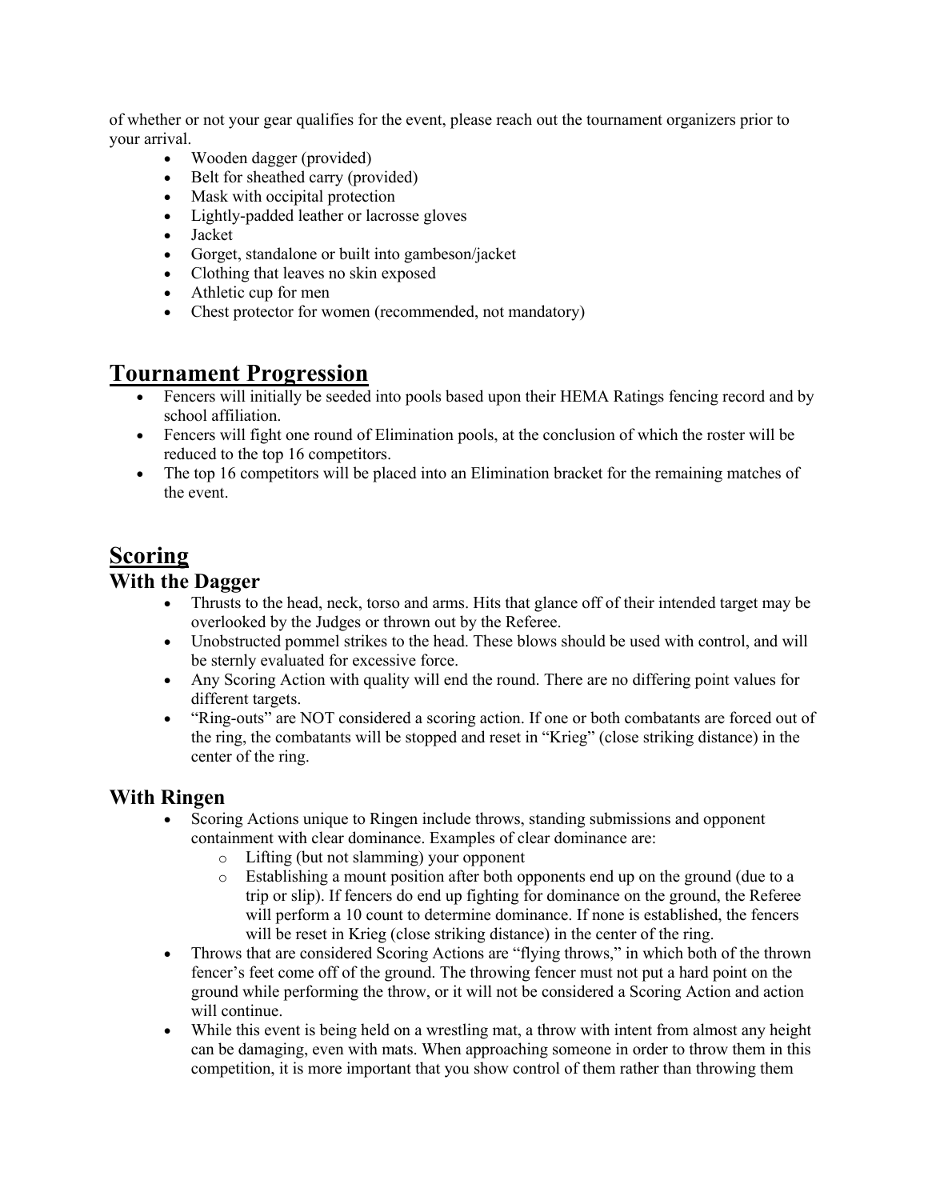of whether or not your gear qualifies for the event, please reach out the tournament organizers prior to your arrival.

- Wooden dagger (provided)
- Belt for sheathed carry (provided)
- Mask with occipital protection
- Lightly-padded leather or lacrosse gloves
- Jacket
- Gorget, standalone or built into gambeson/jacket
- Clothing that leaves no skin exposed
- Athletic cup for men
- Chest protector for women (recommended, not mandatory)

# Tournament Progression

- Fencers will initially be seeded into pools based upon their HEMA Ratings fencing record and by school affiliation.
- Fencers will fight one round of Elimination pools, at the conclusion of which the roster will be reduced to the top 16 competitors.
- The top 16 competitors will be placed into an Elimination bracket for the remaining matches of the event.

# Scoring

## With the Dagger

- Thrusts to the head, neck, torso and arms. Hits that glance off of their intended target may be overlooked by the Judges or thrown out by the Referee.
- Unobstructed pommel strikes to the head. These blows should be used with control, and will be sternly evaluated for excessive force.
- Any Scoring Action with quality will end the round. There are no differing point values for different targets.
- "Ring-outs" are NOT considered a scoring action. If one or both combatants are forced out of the ring, the combatants will be stopped and reset in "Krieg" (close striking distance) in the center of the ring.

## With Ringen

- Scoring Actions unique to Ringen include throws, standing submissions and opponent containment with clear dominance. Examples of clear dominance are:
  - Lifting (but not slamming) your opponent
  - Establishing a mount position after both opponents end up on the ground (due to a trip or slip). If fencers do end up fighting for dominance on the ground, the Referee will perform a 10 count to determine dominance. If none is established, the fencers will be reset in Krieg (close striking distance) in the center of the ring.
- Throws that are considered Scoring Actions are "flying throws," in which both of the thrown fencer's feet come off of the ground. The throwing fencer must not put a hard point on the ground while performing the throw, or it will not be considered a Scoring Action and action will continue.
- While this event is being held on a wrestling mat, a throw with intent from almost any height can be damaging, even with mats. When approaching someone in order to throw them in this competition, it is more important that you show control of them rather than throwing them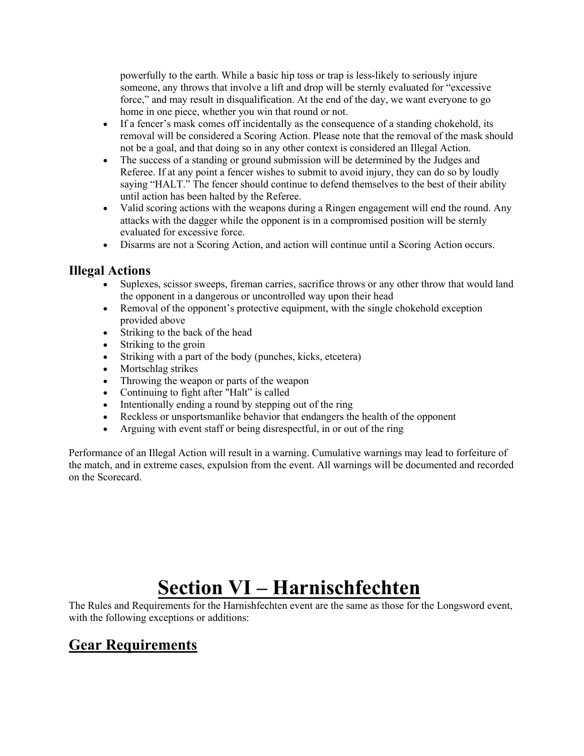powerfully to the earth. While a basic hip toss or trap is less-likely to seriously injure someone, any throws that involve a lift and drop will be sternly evaluated for "excessive force," and may result in disqualification. At the end of the day, we want everyone to go home in one piece, whether you win that round or not.

- If a fencer's mask comes off incidentally as the consequence of a standing chokehold, its removal will be considered a Scoring Action. Please note that the removal of the mask should not be a goal, and that doing so in any other context is considered an Illegal Action.
- The success of a standing or ground submission will be determined by the Judges and Referee. If at any point a fencer wishes to submit to avoid injury, they can do so by loudly saying "HALT." The fencer should continue to defend themselves to the best of their ability until action has been halted by the Referee.
- Valid scoring actions with the weapons during a Ringen engagement will end the round. Any attacks with the dagger while the opponent is in a compromised position will be sternly evaluated for excessive force.
- Disarms are not a Scoring Action, and action will continue until a Scoring Action occurs.

### Illegal Actions

- Suplexes, scissor sweeps, fireman carries, sacrifice throws or any other throw that would land the opponent in a dangerous or uncontrolled way upon their head
- Removal of the opponent's protective equipment, with the single chokehold exception provided above
- Striking to the back of the head
- Striking to the groin
- Striking with a part of the body (punches, kicks, etcetera)
- Mortschlag strikes
- Throwing the weapon or parts of the weapon
- Continuing to fight after "Halt" is called
- Intentionally ending a round by stepping out of the ring
- Reckless or unsportsmanlike behavior that endangers the health of the opponent
- Arguing with event staff or being disrespectful, in or out of the ring

Performance of an Illegal Action will result in a warning. Cumulative warnings may lead to forfeiture of the match, and in extreme cases, expulsion from the event. All warnings will be documented and recorded on the Scorecard.

# Section VI – Harnischfechten

The Rules and Requirements for the Harnishfechten event are the same as those for the Longsword event, with the following exceptions or additions:

## Gear Requirements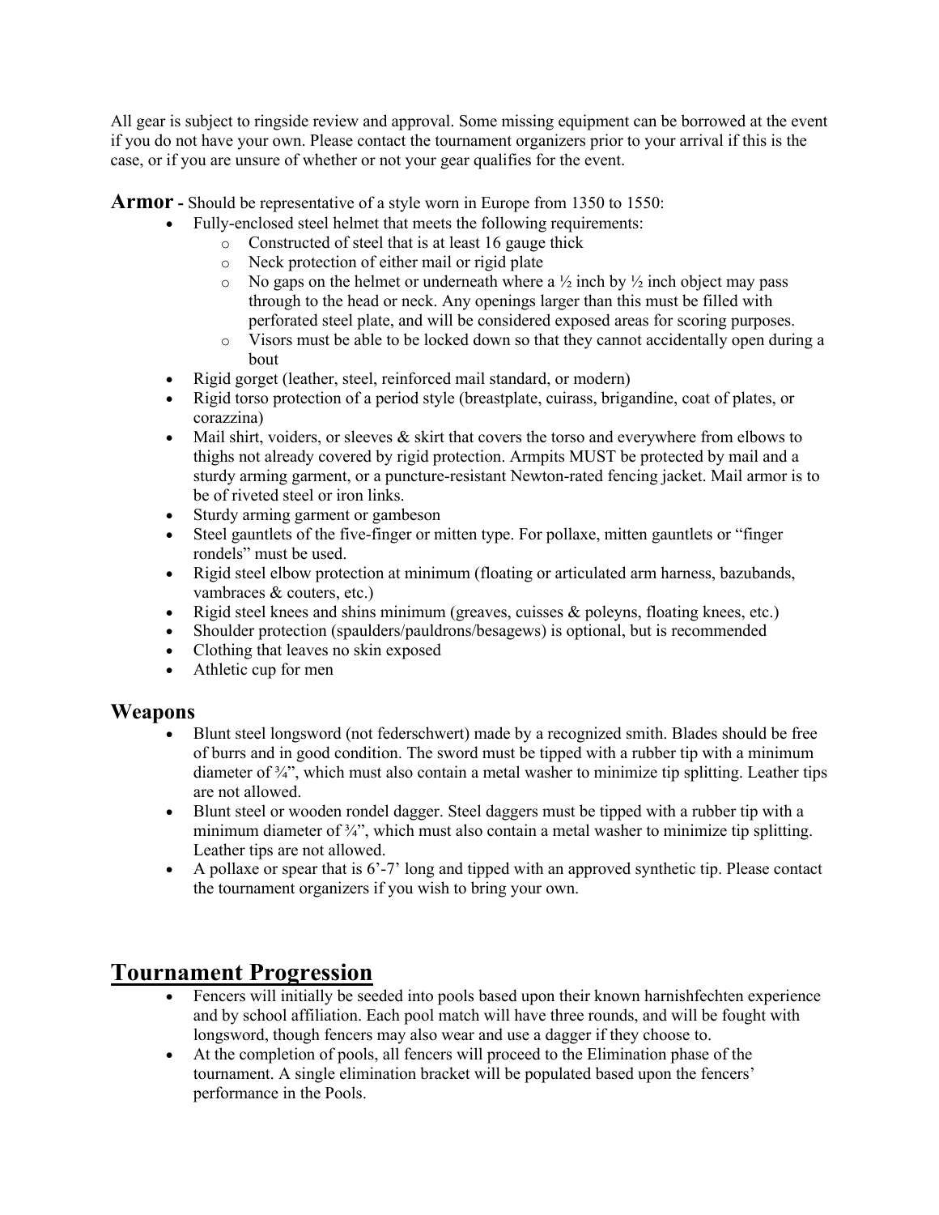All gear is subject to ringside review and approval. Some missing equipment can be borrowed at the event if you do not have your own. Please contact the tournament organizers prior to your arrival if this is the case, or if you are unsure of whether or not your gear qualifies for the event.

**Armor** - Should be representative of a style worn in Europe from 1350 to 1550:

- Fully-enclosed steel helmet that meets the following requirements:
    - Constructed of steel that is at least 16 gauge thick
    - Neck protection of either mail or rigid plate
    - No gaps on the helmet or underneath where a ½ inch by ½ inch object may pass through to the head or neck. Any openings larger than this must be filled with perforated steel plate, and will be considered exposed areas for scoring purposes.
    - Visors must be able to be locked down so that they cannot accidentally open during a bout
- Rigid gorget (leather, steel, reinforced mail standard, or modern)
- Rigid torso protection of a period style (breastplate, cuirass, brigandine, coat of plates, or corazzina)
- Mail shirt, voiders, or sleeves & skirt that covers the torso and everywhere from elbows to thighs not already covered by rigid protection. Armpits MUST be protected by mail and a sturdy arming garment, or a puncture-resistant Newton-rated fencing jacket. Mail armor is to be of riveted steel or iron links.
- Sturdy arming garment or gambeson
- Steel gauntlets of the five-finger or mitten type. For pollaxe, mitten gauntlets or "finger rondels" must be used.
- Rigid steel elbow protection at minimum (floating or articulated arm harness, bazubands, vambraces & couters, etc.)
- Rigid steel knees and shins minimum (greaves, cuisses & poleyns, floating knees, etc.)
- Shoulder protection (spaulders/pauldrons/besagews) is optional, but is recommended
- Clothing that leaves no skin exposed
- Athletic cup for men

### Weapons

- Blunt steel longsword (not federschwert) made by a recognized smith. Blades should be free of burrs and in good condition. The sword must be tipped with a rubber tip with a minimum diameter of ¾", which must also contain a metal washer to minimize tip splitting. Leather tips are not allowed.
- Blunt steel or wooden rondel dagger. Steel daggers must be tipped with a rubber tip with a minimum diameter of ¾", which must also contain a metal washer to minimize tip splitting. Leather tips are not allowed.
- A pollaxe or spear that is 6'-7' long and tipped with an approved synthetic tip. Please contact the tournament organizers if you wish to bring your own.

## Tournament Progression

- Fencers will initially be seeded into pools based upon their known harnishfechten experience and by school affiliation. Each pool match will have three rounds, and will be fought with longsword, though fencers may also wear and use a dagger if they choose to.
- At the completion of pools, all fencers will proceed to the Elimination phase of the tournament. A single elimination bracket will be populated based upon the fencers' performance in the Pools.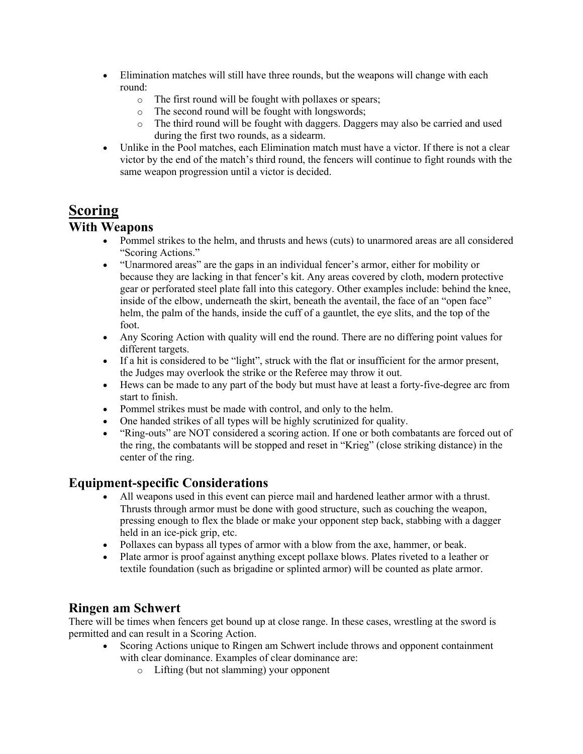- Elimination matches will still have three rounds, but the weapons will change with each round:
  - The first round will be fought with pollaxes or spears;
  - The second round will be fought with longswords;
  - The third round will be fought with daggers. Daggers may also be carried and used during the first two rounds, as a sidearm.
- Unlike in the Pool matches, each Elimination match must have a victor. If there is not a clear victor by the end of the match's third round, the fencers will continue to fight rounds with the same weapon progression until a victor is decided.

# Scoring

## With Weapons

- Pommel strikes to the helm, and thrusts and hews (cuts) to unarmored areas are all considered "Scoring Actions."
- "Unarmored areas" are the gaps in an individual fencer's armor, either for mobility or because they are lacking in that fencer's kit. Any areas covered by cloth, modern protective gear or perforated steel plate fall into this category. Other examples include: behind the knee, inside of the elbow, underneath the skirt, beneath the aventail, the face of an "open face" helm, the palm of the hands, inside the cuff of a gauntlet, the eye slits, and the top of the foot.
- Any Scoring Action with quality will end the round. There are no differing point values for different targets.
- If a hit is considered to be "light", struck with the flat or insufficient for the armor present, the Judges may overlook the strike or the Referee may throw it out.
- Hews can be made to any part of the body but must have at least a forty-five-degree arc from start to finish.
- Pommel strikes must be made with control, and only to the helm.
- One handed strikes of all types will be highly scrutinized for quality.
- "Ring-outs" are NOT considered a scoring action. If one or both combatants are forced out of the ring, the combatants will be stopped and reset in "Krieg" (close striking distance) in the center of the ring.

## Equipment-specific Considerations

- All weapons used in this event can pierce mail and hardened leather armor with a thrust. Thrusts through armor must be done with good structure, such as couching the weapon, pressing enough to flex the blade or make your opponent step back, stabbing with a dagger held in an ice-pick grip, etc.
- Pollaxes can bypass all types of armor with a blow from the axe, hammer, or beak.
- Plate armor is proof against anything except pollaxe blows. Plates riveted to a leather or textile foundation (such as brigadine or splinted armor) will be counted as plate armor.

## Ringen am Schwert

There will be times when fencers get bound up at close range. In these cases, wrestling at the sword is permitted and can result in a Scoring Action.

- Scoring Actions unique to Ringen am Schwert include throws and opponent containment with clear dominance. Examples of clear dominance are:
  - Lifting (but not slamming) your opponent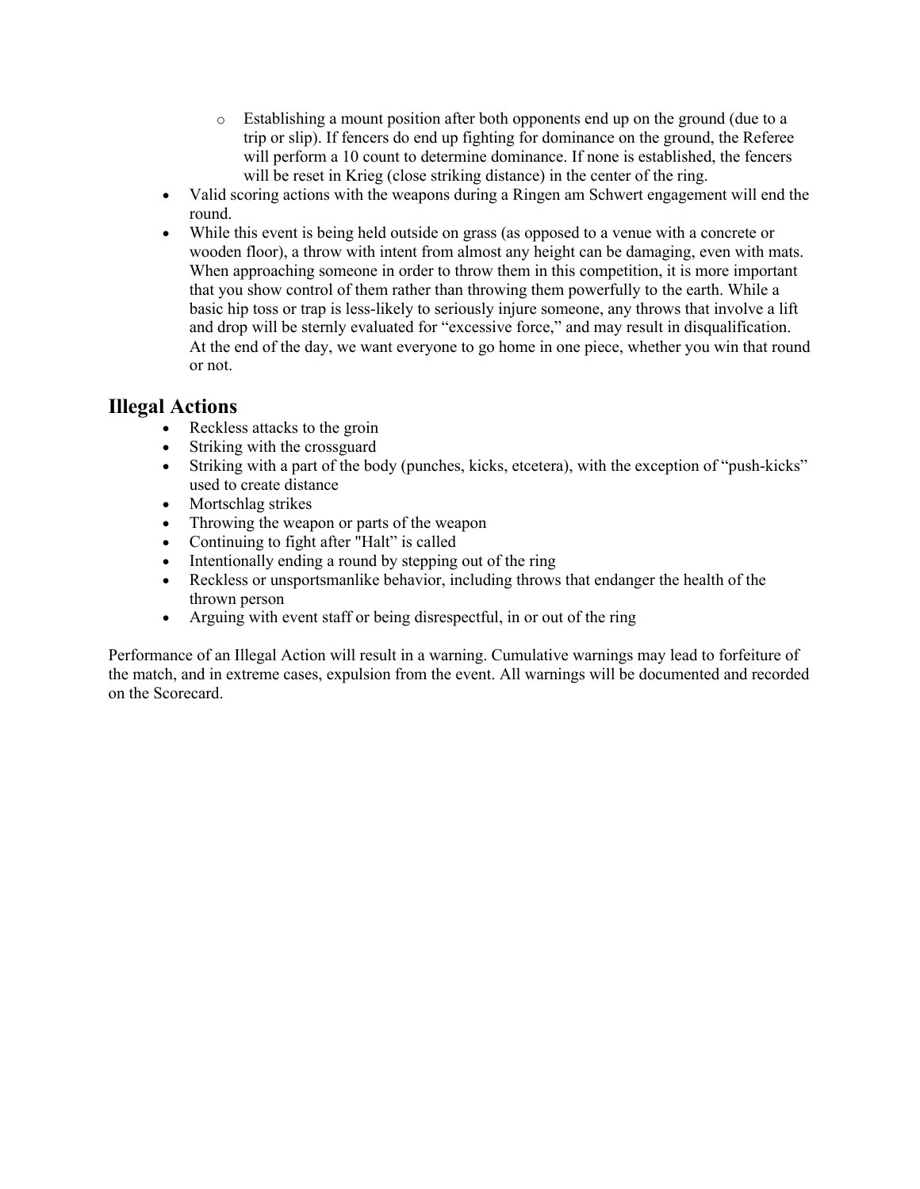- Establishing a mount position after both opponents end up on the ground (due to a trip or slip). If fencers do end up fighting for dominance on the ground, the Referee will perform a 10 count to determine dominance. If none is established, the fencers will be reset in Krieg (close striking distance) in the center of the ring.
- Valid scoring actions with the weapons during a Ringen am Schwert engagement will end the round.
- While this event is being held outside on grass (as opposed to a venue with a concrete or wooden floor), a throw with intent from almost any height can be damaging, even with mats. When approaching someone in order to throw them in this competition, it is more important that you show control of them rather than throwing them powerfully to the earth. While a basic hip toss or trap is less-likely to seriously injure someone, any throws that involve a lift and drop will be sternly evaluated for "excessive force," and may result in disqualification. At the end of the day, we want everyone to go home in one piece, whether you win that round or not.

## Illegal Actions

- Reckless attacks to the groin
- Striking with the crossguard
- Striking with a part of the body (punches, kicks, etcetera), with the exception of "push-kicks" used to create distance
- Mortschlag strikes
- Throwing the weapon or parts of the weapon
- Continuing to fight after "Halt" is called
- Intentionally ending a round by stepping out of the ring
- Reckless or unsportsmanlike behavior, including throws that endanger the health of the thrown person
- Arguing with event staff or being disrespectful, in or out of the ring

Performance of an Illegal Action will result in a warning. Cumulative warnings may lead to forfeiture of the match, and in extreme cases, expulsion from the event. All warnings will be documented and recorded on the Scorecard.